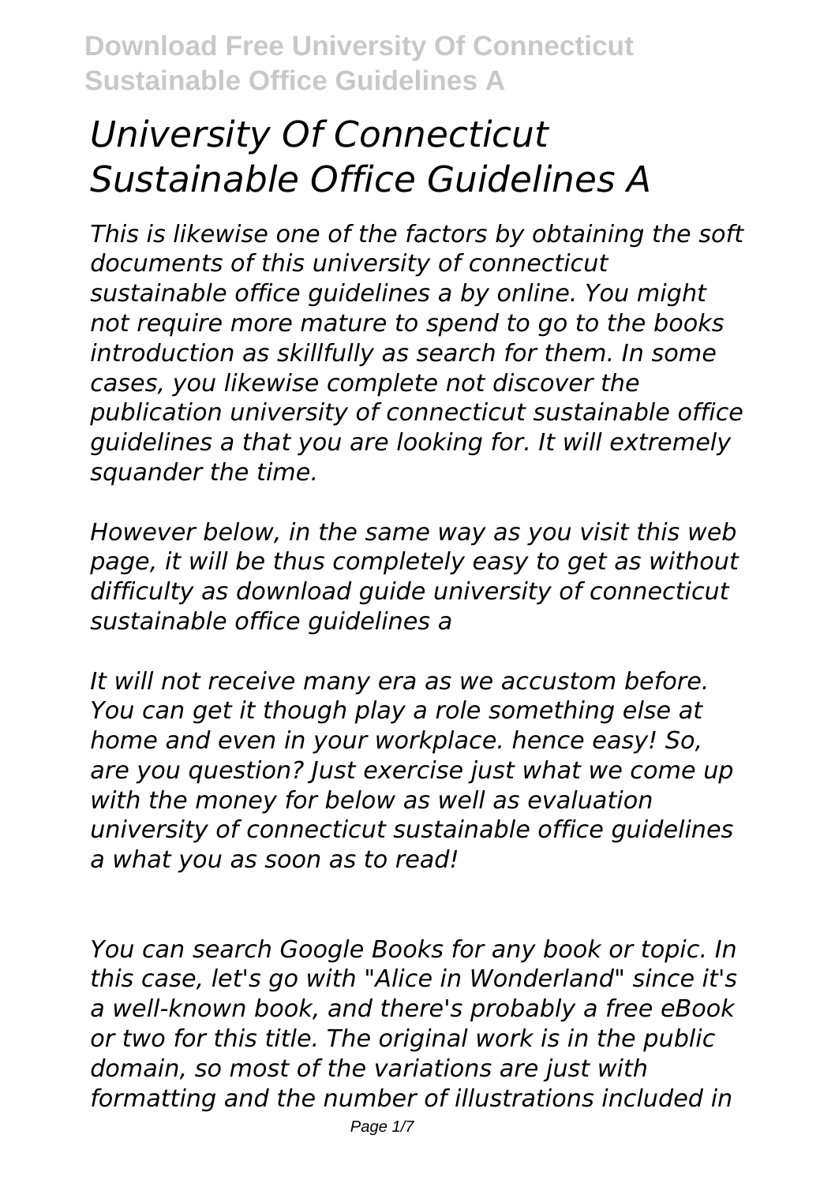# *University Of Connecticut Sustainable Office Guidelines A*

*This is likewise one of the factors by obtaining the soft documents of this university of connecticut sustainable office guidelines a by online. You might not require more mature to spend to go to the books introduction as skillfully as search for them. In some cases, you likewise complete not discover the publication university of connecticut sustainable office guidelines a that you are looking for. It will extremely squander the time.*

*However below, in the same way as you visit this web page, it will be thus completely easy to get as without difficulty as download guide university of connecticut sustainable office guidelines a*

*It will not receive many era as we accustom before. You can get it though play a role something else at home and even in your workplace. hence easy! So, are you question? Just exercise just what we come up with the money for below as well as evaluation university of connecticut sustainable office guidelines a what you as soon as to read!*

*You can search Google Books for any book or topic. In this case, let's go with "Alice in Wonderland" since it's a well-known book, and there's probably a free eBook or two for this title. The original work is in the public domain, so most of the variations are just with formatting and the number of illustrations included in*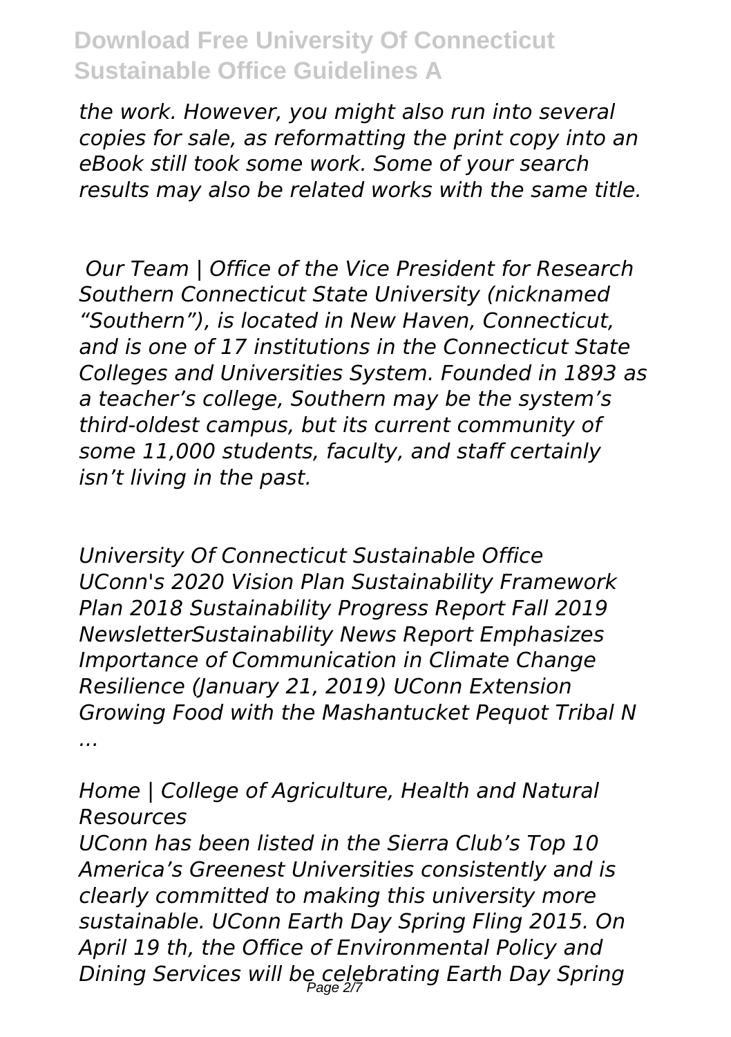*the work. However, you might also run into several copies for sale, as reformatting the print copy into an eBook still took some work. Some of your search results may also be related works with the same title.*

*Our Team | Office of the Vice President for Research*
*Southern Connecticut State University (nicknamed "Southern"), is located in New Haven, Connecticut, and is one of 17 institutions in the Connecticut State Colleges and Universities System. Founded in 1893 as a teacher's college, Southern may be the system's third-oldest campus, but its current community of some 11,000 students, faculty, and staff certainly isn't living in the past.*

*University Of Connecticut Sustainable Office*
*UConn's 2020 Vision Plan Sustainability Framework Plan 2018 Sustainability Progress Report Fall 2019 NewsletterSustainability News Report Emphasizes Importance of Communication in Climate Change Resilience (January 21, 2019) UConn Extension Growing Food with the Mashantucket Pequot Tribal N ...*

*Home | College of Agriculture, Health and Natural Resources*
*UConn has been listed in the Sierra Club's Top 10 America's Greenest Universities consistently and is clearly committed to making this university more sustainable. UConn Earth Day Spring Fling 2015. On April 19 th, the Office of Environmental Policy and Dining Services will be celebrating Earth Day Spring*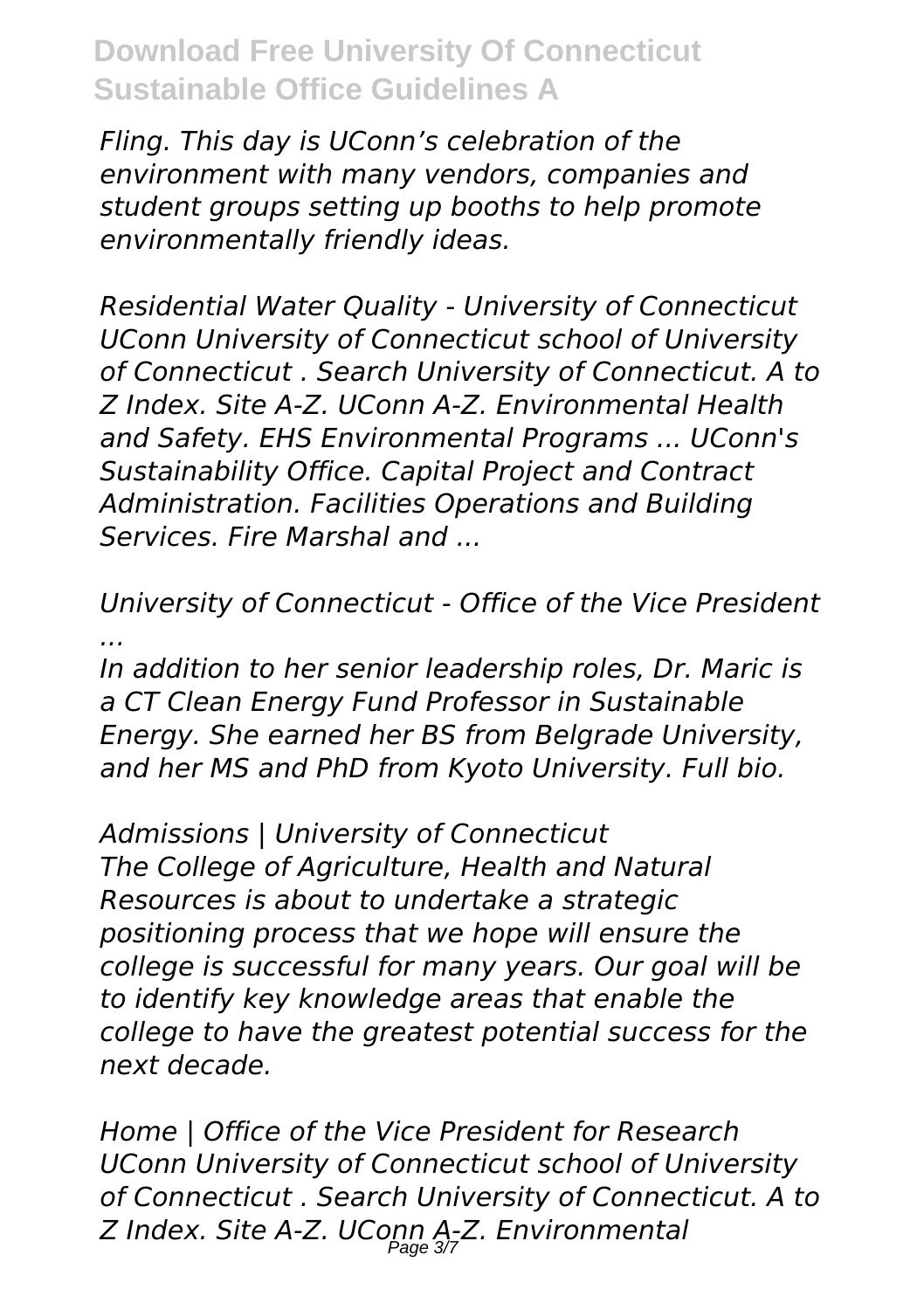*Fling. This day is UConn's celebration of the environment with many vendors, companies and student groups setting up booths to help promote environmentally friendly ideas.*

*Residential Water Quality - University of Connecticut*
*UConn University of Connecticut school of University of Connecticut . Search University of Connecticut. A to Z Index. Site A-Z. UConn A-Z. Environmental Health and Safety. EHS Environmental Programs ... UConn's Sustainability Office. Capital Project and Contract Administration. Facilities Operations and Building Services. Fire Marshal and ...*

*University of Connecticut - Office of the Vice President ...*
*In addition to her senior leadership roles, Dr. Maric is a CT Clean Energy Fund Professor in Sustainable Energy. She earned her BS from Belgrade University, and her MS and PhD from Kyoto University. Full bio.*

*Admissions | University of Connecticut*
*The College of Agriculture, Health and Natural Resources is about to undertake a strategic positioning process that we hope will ensure the college is successful for many years. Our goal will be to identify key knowledge areas that enable the college to have the greatest potential success for the next decade.*

*Home | Office of the Vice President for Research*
*UConn University of Connecticut school of University of Connecticut . Search University of Connecticut. A to Z Index. Site A-Z. UConn A-Z. Environmental*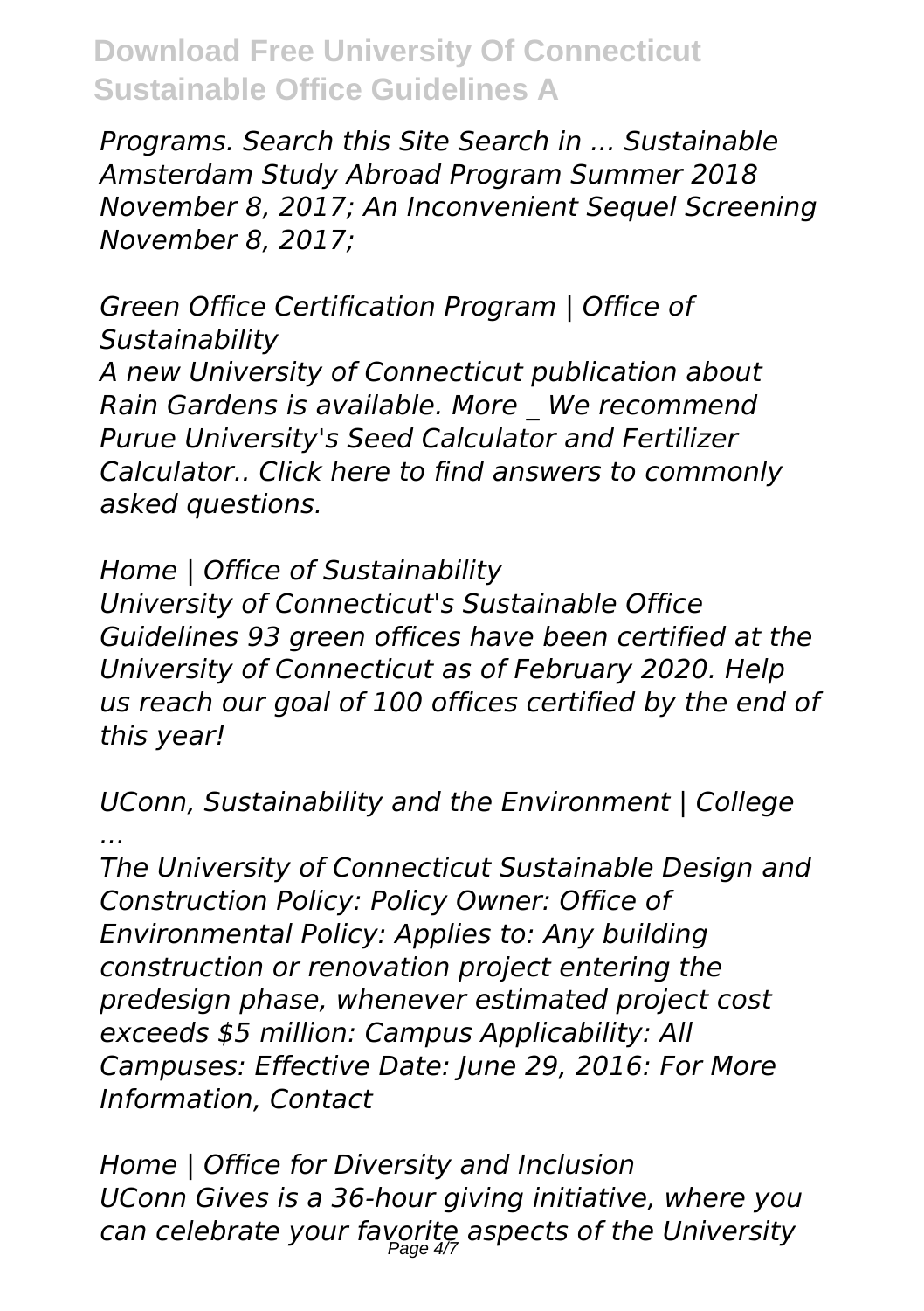*Programs. Search this Site Search in ... Sustainable Amsterdam Study Abroad Program Summer 2018 November 8, 2017; An Inconvenient Sequel Screening November 8, 2017;*

*Green Office Certification Program | Office of Sustainability*

*A new University of Connecticut publication about Rain Gardens is available. More _ We recommend Purue University's Seed Calculator and Fertilizer Calculator.. Click here to find answers to commonly asked questions.*

*Home | Office of Sustainability*

*University of Connecticut's Sustainable Office Guidelines 93 green offices have been certified at the University of Connecticut as of February 2020. Help us reach our goal of 100 offices certified by the end of this year!*

*UConn, Sustainability and the Environment | College ...*

*The University of Connecticut Sustainable Design and Construction Policy: Policy Owner: Office of Environmental Policy: Applies to: Any building construction or renovation project entering the predesign phase, whenever estimated project cost exceeds $5 million: Campus Applicability: All Campuses: Effective Date: June 29, 2016: For More Information, Contact*

*Home | Office for Diversity and Inclusion*

*UConn Gives is a 36-hour giving initiative, where you can celebrate your favorite aspects of the University*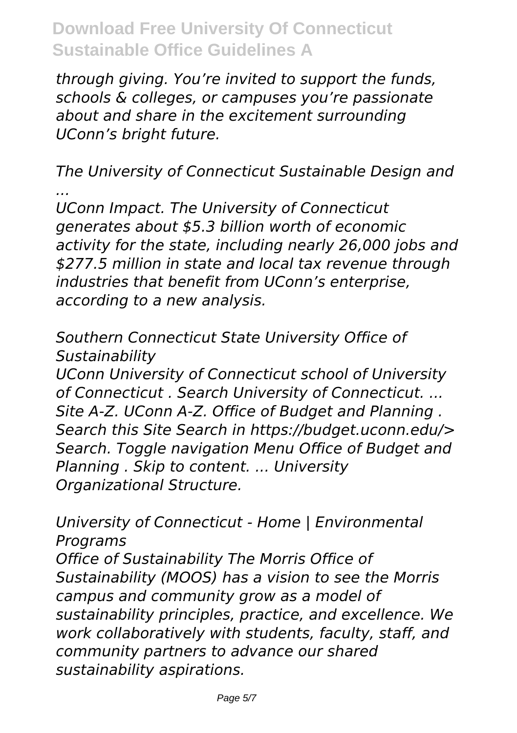*through giving. You’re invited to support the funds, schools & colleges, or campuses you’re passionate about and share in the excitement surrounding UConn’s bright future.*

*The University of Connecticut Sustainable Design and ...*

*UConn Impact. The University of Connecticut generates about $5.3 billion worth of economic activity for the state, including nearly 26,000 jobs and $277.5 million in state and local tax revenue through industries that benefit from UConn’s enterprise, according to a new analysis.*

*Southern Connecticut State University Office of Sustainability*

*UConn University of Connecticut school of University of Connecticut . Search University of Connecticut. ... Site A-Z. UConn A-Z. Office of Budget and Planning . Search this Site Search in https://budget.uconn.edu/> Search. Toggle navigation Menu Office of Budget and Planning . Skip to content. ... University Organizational Structure.*

*University of Connecticut - Home | Environmental Programs*

*Office of Sustainability The Morris Office of Sustainability (MOOS) has a vision to see the Morris campus and community grow as a model of sustainability principles, practice, and excellence. We work collaboratively with students, faculty, staff, and community partners to advance our shared sustainability aspirations.*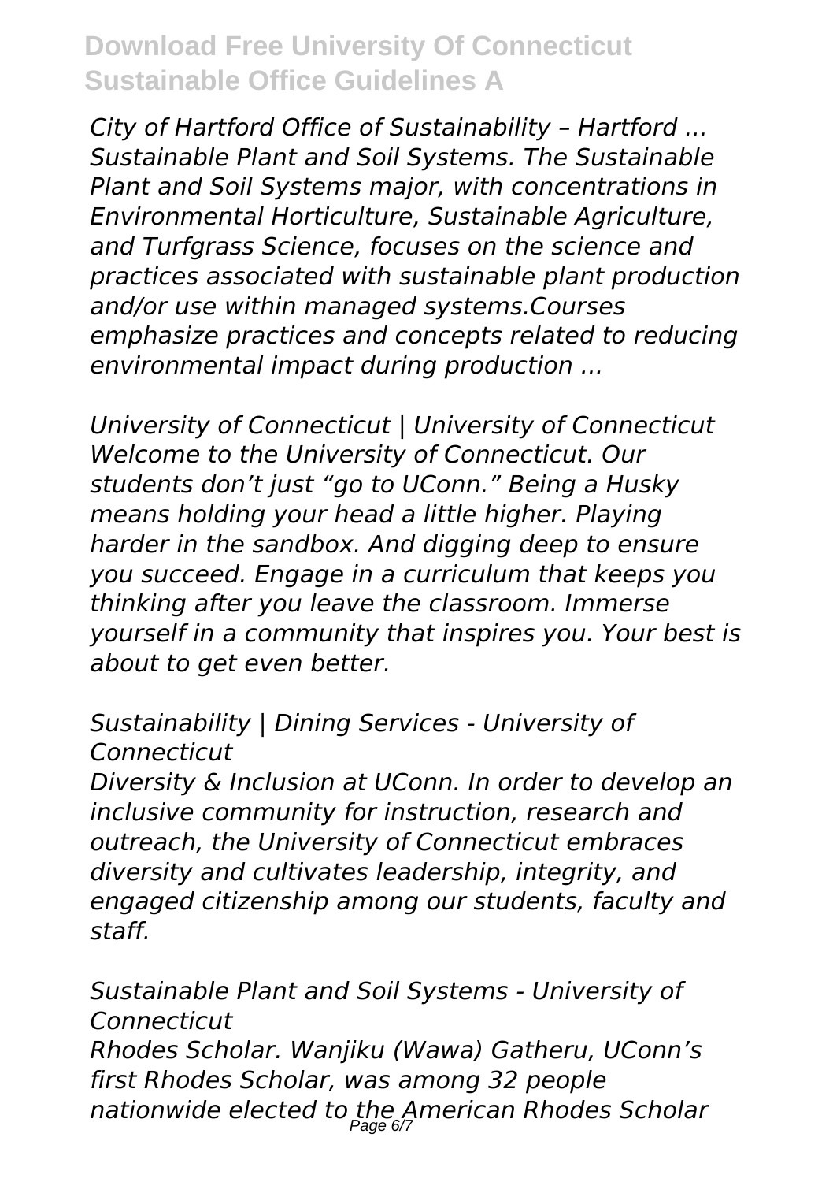*City of Hartford Office of Sustainability – Hartford ...*
*Sustainable Plant and Soil Systems. The Sustainable Plant and Soil Systems major, with concentrations in Environmental Horticulture, Sustainable Agriculture, and Turfgrass Science, focuses on the science and practices associated with sustainable plant production and/or use within managed systems.Courses emphasize practices and concepts related to reducing environmental impact during production ...*

*University of Connecticut | University of Connecticut*
*Welcome to the University of Connecticut. Our students don't just "go to UConn." Being a Husky means holding your head a little higher. Playing harder in the sandbox. And digging deep to ensure you succeed. Engage in a curriculum that keeps you thinking after you leave the classroom. Immerse yourself in a community that inspires you. Your best is about to get even better.*

*Sustainability | Dining Services - University of Connecticut*
*Diversity & Inclusion at UConn. In order to develop an inclusive community for instruction, research and outreach, the University of Connecticut embraces diversity and cultivates leadership, integrity, and engaged citizenship among our students, faculty and staff.*

*Sustainable Plant and Soil Systems - University of Connecticut*
*Rhodes Scholar. Wanjiku (Wawa) Gatheru, UConn's first Rhodes Scholar, was among 32 people nationwide elected to the American Rhodes Scholar*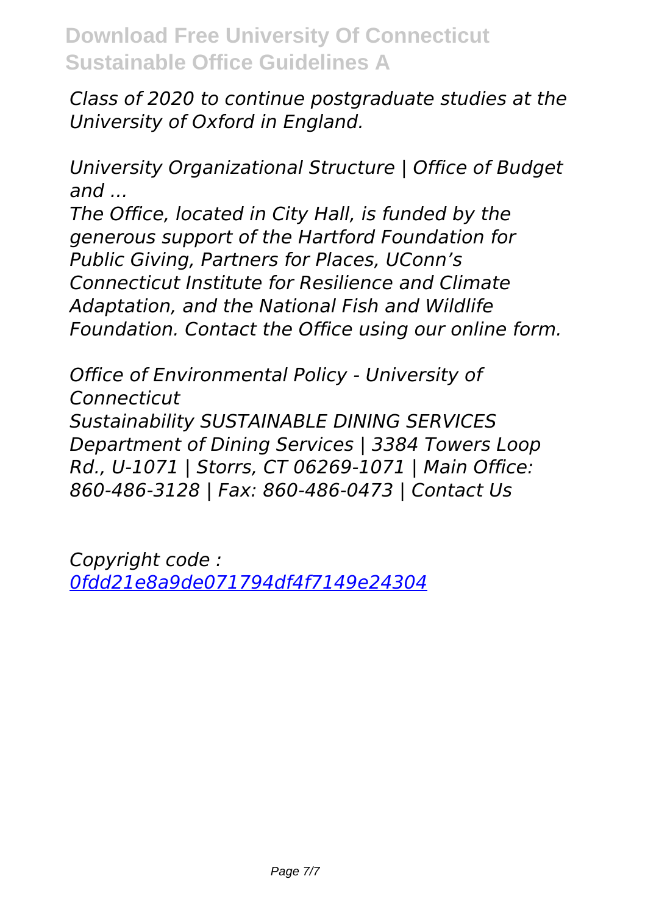*Class of 2020 to continue postgraduate studies at the University of Oxford in England.*

*University Organizational Structure | Office of Budget and ...*

*The Office, located in City Hall, is funded by the generous support of the Hartford Foundation for Public Giving, Partners for Places, UConn's Connecticut Institute for Resilience and Climate Adaptation, and the National Fish and Wildlife Foundation. Contact the Office using our online form.*

*Office of Environmental Policy - University of Connecticut*

*Sustainability SUSTAINABLE DINING SERVICES Department of Dining Services | 3384 Towers Loop Rd., U-1071 | Storrs, CT 06269-1071 | Main Office: 860-486-3128 | Fax: 860-486-0473 | Contact Us*

*Copyright code : 0fdd21e8a9de071794df4f7149e24304*